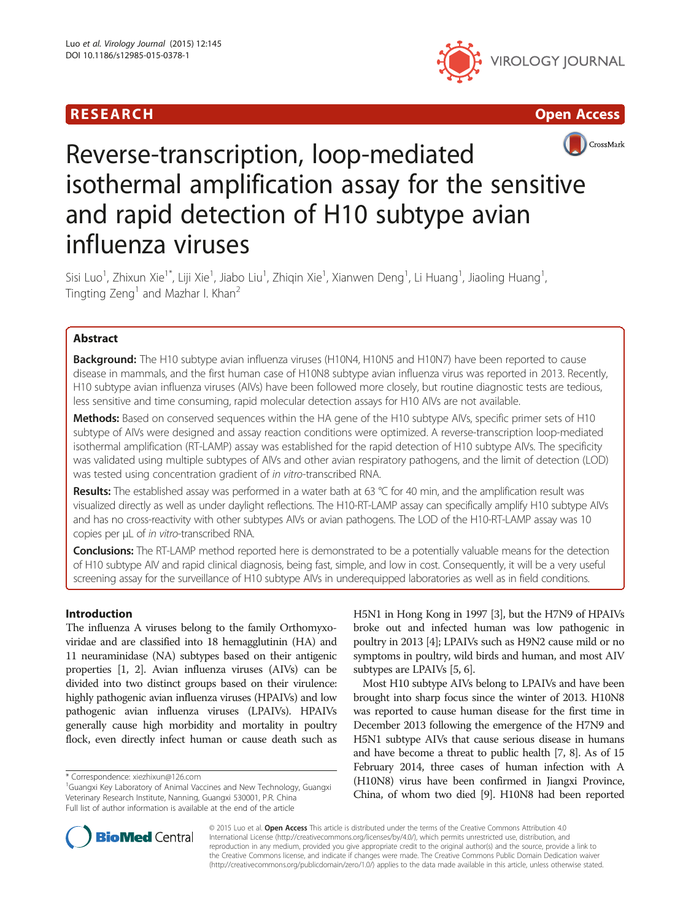**RESEARCH** **Open Access**

# Reverse-transcription, loop-mediated isothermal amplification assay for the sensitive and rapid detection of H10 subtype avian influenza viruses

Sisi Luo[1], Zhixun Xie[1*], Liji Xie[1], Jiabo Liu[1], Zhiqin Xie[1], Xianwen Deng[1], Li Huang[1], Jiaoling Huang[1], Tingting Zeng[1] and Mazhar I. Khan[2]

## Abstract

**Background:** The H10 subtype avian influenza viruses (H10N4, H10N5 and H10N7) have been reported to cause disease in mammals, and the first human case of H10N8 subtype avian influenza virus was reported in 2013. Recently, H10 subtype avian influenza viruses (AIVs) have been followed more closely, but routine diagnostic tests are tedious, less sensitive and time consuming, rapid molecular detection assays for H10 AIVs are not available.

**Methods:** Based on conserved sequences within the HA gene of the H10 subtype AIVs, specific primer sets of H10 subtype of AIVs were designed and assay reaction conditions were optimized. A reverse-transcription loop-mediated isothermal amplification (RT-LAMP) assay was established for the rapid detection of H10 subtype AIVs. The specificity was validated using multiple subtypes of AIVs and other avian respiratory pathogens, and the limit of detection (LOD) was tested using concentration gradient of *in vitro*-transcribed RNA.

**Results:** The established assay was performed in a water bath at 63 °C for 40 min, and the amplification result was visualized directly as well as under daylight reflections. The H10-RT-LAMP assay can specifically amplify H10 subtype AIVs and has no cross-reactivity with other subtypes AIVs or avian pathogens. The LOD of the H10-RT-LAMP assay was 10 copies per μL of *in vitro*-transcribed RNA.

**Conclusions:** The RT-LAMP method reported here is demonstrated to be a potentially valuable means for the detection of H10 subtype AIV and rapid clinical diagnosis, being fast, simple, and low in cost. Consequently, it will be a very useful screening assay for the surveillance of H10 subtype AIVs in underequipped laboratories as well as in field conditions.

## Introduction

The influenza A viruses belong to the family Orthomyxoviridae and are classified into 18 hemagglutinin (HA) and 11 neuraminidase (NA) subtypes based on their antigenic properties [1, 2]. Avian influenza viruses (AIVs) can be divided into two distinct groups based on their virulence: highly pathogenic avian influenza viruses (HPAIVs) and low pathogenic avian influenza viruses (LPAIVs). HPAIVs generally cause high morbidity and mortality in poultry flock, even directly infect human or cause death such as H5N1 in Hong Kong in 1997 [3], but the H7N9 of HPAIVs broke out and infected human was low pathogenic in poultry in 2013 [4]; LPAIVs such as H9N2 cause mild or no symptoms in poultry, wild birds and human, and most AIV subtypes are LPAIVs [5, 6].

Most H10 subtype AIVs belong to LPAIVs and have been brought into sharp focus since the winter of 2013. H10N8 was reported to cause human disease for the first time in December 2013 following the emergence of the H7N9 and H5N1 subtype AIVs that cause serious disease in humans and have become a threat to public health [7, 8]. As of 15 February 2014, three cases of human infection with A (H10N8) virus have been confirmed in Jiangxi Province, China, of whom two died [9]. H10N8 had been reported

\* Correspondence: xiezhixun@126.com
[1]Guangxi Key Laboratory of Animal Vaccines and New Technology, Guangxi Veterinary Research Institute, Nanning, Guangxi 530001, P.R. China
Full list of author information is available at the end of the article

© 2015 Luo et al. **Open Access** This article is distributed under the terms of the Creative Commons Attribution 4.0 International License (http://creativecommons.org/licenses/by/4.0/), which permits unrestricted use, distribution, and reproduction in any medium, provided you give appropriate credit to the original author(s) and the source, provide a link to the Creative Commons license, and indicate if changes were made. The Creative Commons Public Domain Dedication waiver (http://creativecommons.org/publicdomain/zero/1.0/) applies to the data made available in this article, unless otherwise stated.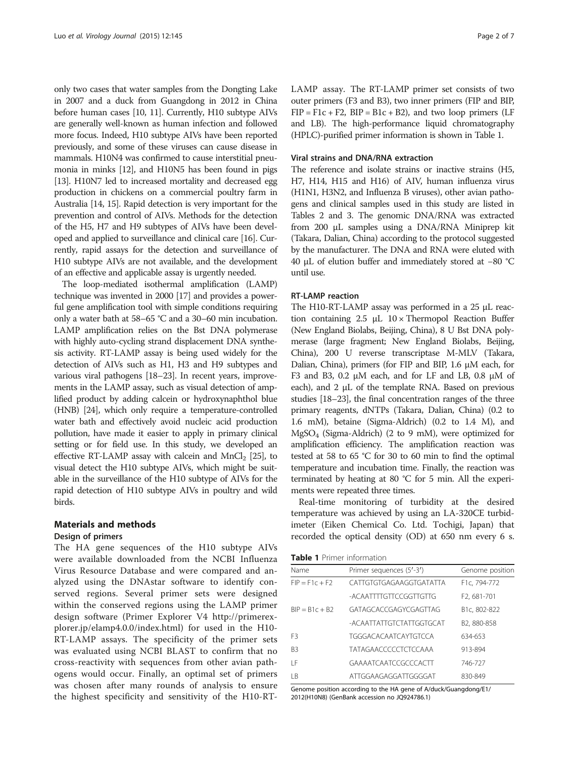only two cases that water samples from the Dongting Lake in 2007 and a duck from Guangdong in 2012 in China before human cases [10, 11]. Currently, H10 subtype AIVs are generally well-known as human infection and followed more focus. Indeed, H10 subtype AIVs have been reported previously, and some of these viruses can cause disease in mammals. H10N4 was confirmed to cause interstitial pneumonia in minks [12], and H10N5 has been found in pigs [13]. H10N7 led to increased mortality and decreased egg production in chickens on a commercial poultry farm in Australia [14, 15]. Rapid detection is very important for the prevention and control of AIVs. Methods for the detection of the H5, H7 and H9 subtypes of AIVs have been developed and applied to surveillance and clinical care [16]. Currently, rapid assays for the detection and surveillance of H10 subtype AIVs are not available, and the development of an effective and applicable assay is urgently needed.

The loop-mediated isothermal amplification (LAMP) technique was invented in 2000 [17] and provides a powerful gene amplification tool with simple conditions requiring only a water bath at 58–65 °C and a 30–60 min incubation. LAMP amplification relies on the Bst DNA polymerase with highly auto-cycling strand displacement DNA synthesis activity. RT-LAMP assay is being used widely for the detection of AIVs such as H1, H3 and H9 subtypes and various viral pathogens [18–23]. In recent years, improvements in the LAMP assay, such as visual detection of amplified product by adding calcein or hydroxynaphthol blue (HNB) [24], which only require a temperature-controlled water bath and effectively avoid nucleic acid production pollution, have made it easier to apply in primary clinical setting or for field use. In this study, we developed an effective RT-LAMP assay with calcein and $MnCl_2$ [25], to visual detect the H10 subtype AIVs, which might be suitable in the surveillance of the H10 subtype of AIVs for the rapid detection of H10 subtype AIVs in poultry and wild birds.

## Materials and methods

### Design of primers

The HA gene sequences of the H10 subtype AIVs were available downloaded from the NCBI Influenza Virus Resource Database and were compared and analyzed using the DNAstar software to identify conserved regions. Several primer sets were designed within the conserved regions using the LAMP primer design software (Primer Explorer V4 http://primerexplorer.jp/elamp4.0.0/index.html) for used in the H10-RT-LAMP assays. The specificity of the primer sets was evaluated using NCBI BLAST to confirm that no cross-reactivity with sequences from other avian pathogens would occur. Finally, an optimal set of primers was chosen after many rounds of analysis to ensure the highest specificity and sensitivity of the H10-RT-LAMP assay. The RT-LAMP primer set consists of two outer primers (F3 and B3), two inner primers (FIP and BIP, FIP = F1c + F2, BIP = B1c + B2), and two loop primers (LF and LB). The high-performance liquid chromatography (HPLC)-purified primer information is shown in Table 1.

### Viral strains and DNA/RNA extraction

The reference and isolate strains or inactive strains (H5, H7, H14, H15 and H16) of AIV, human influenza virus (H1N1, H3N2, and Influenza B viruses), other avian pathogens and clinical samples used in this study are listed in Tables 2 and 3. The genomic DNA/RNA was extracted from 200 μL samples using a DNA/RNA Miniprep kit (Takara, Dalian, China) according to the protocol suggested by the manufacturer. The DNA and RNA were eluted with 40 μL of elution buffer and immediately stored at −80 °C until use.

### RT-LAMP reaction

The H10-RT-LAMP assay was performed in a 25 μL reaction containing 2.5 μL 10 × Thermopol Reaction Buffer (New England Biolabs, Beijing, China), 8 U Bst DNA polymerase (large fragment; New England Biolabs, Beijing, China), 200 U reverse transcriptase M-MLV (Takara, Dalian, China), primers (for FIP and BIP, 1.6 μM each, for F3 and B3, 0.2 μM each, and for LF and LB, 0.8 μM of each), and 2 μL of the template RNA. Based on previous studies [18–23], the final concentration ranges of the three primary reagents, dNTPs (Takara, Dalian, China) (0.2 to 1.6 mM), betaine (Sigma-Aldrich) (0.2 to 1.4 M), and $MgSO_4$ (Sigma-Aldrich) (2 to 9 mM), were optimized for amplification efficiency. The amplification reaction was tested at 58 to 65 °C for 30 to 60 min to find the optimal temperature and incubation time. Finally, the reaction was terminated by heating at 80 °C for 5 min. All the experiments were repeated three times.

Real-time monitoring of turbidity at the desired temperature was achieved by using an LA-320CE turbidimeter (Eiken Chemical Co. Ltd. Tochigi, Japan) that recorded the optical density (OD) at 650 nm every 6 s.

**Table 1** Primer information

| Name | Primer sequences (5′-3′) | Genome position |
|---|---|---|
| FIP = F1c + F2 | CATTGTGTGAGAAGGTGATATTA | F1c, 794-772 |
| | -ACAATTTTGTTCCGGTTGTTG | F2, 681-701 |
| BIP = B1c + B2 | GATAGCACCGAGYCGAGTTAG | B1c, 802-822 |
| | -ACAATTATTGTCTATTGGTGCAT | B2, 880-858 |
| F3 | TGGGACACAATCAYTGTCCA | 634-653 |
| B3 | TATAGAACCCCCTCTCCAAA | 913-894 |
| LF | GAAAATCAATCCGCCCACTT | 746-727 |
| LB | ATTGGAAGAGGATTGGGGAT | 830-849 |

Genome position according to the HA gene of A/duck/Guangdong/E1/2012(H10N8) (GenBank accession no JQ924786.1)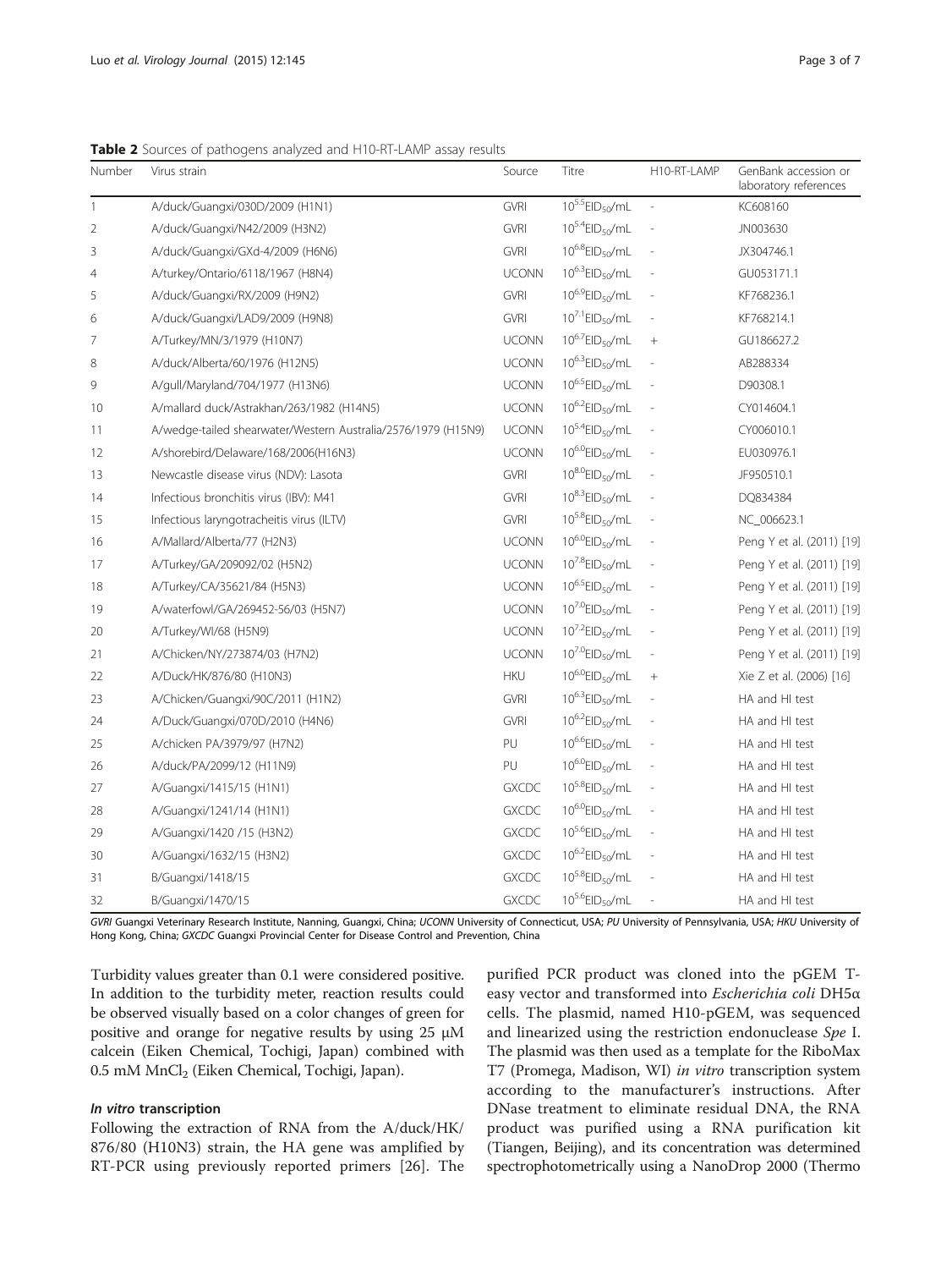**Table 2** Sources of pathogens analyzed and H10-RT-LAMP assay results

| Number | Virus strain | Source | Titre | H10-RT-LAMP | GenBank accession or laboratory references |
|---|---|---|---|---|---|
| 1 | A/duck/Guangxi/030D/2009 (H1N1) | GVRI | $10^{5.5}EID_{50}/mL$ | - | KC608160 |
| 2 | A/duck/Guangxi/N42/2009 (H3N2) | GVRI | $10^{5.4}EID_{50}/mL$ | - | JN003630 |
| 3 | A/duck/Guangxi/GXd-4/2009 (H6N6) | GVRI | $10^{6.8}EID_{50}/mL$ | - | JX304746.1 |
| 4 | A/turkey/Ontario/6118/1967 (H8N4) | UCONN | $10^{6.3}EID_{50}/mL$ | - | GU053171.1 |
| 5 | A/duck/Guangxi/RX/2009 (H9N2) | GVRI | $10^{6.9}EID_{50}/mL$ | - | KF768236.1 |
| 6 | A/duck/Guangxi/LAD9/2009 (H9N8) | GVRI | $10^{7.1}EID_{50}/mL$ | - | KF768214.1 |
| 7 | A/Turkey/MN/3/1979 (H10N7) | UCONN | $10^{6.7}EID_{50}/mL$ | + | GU186627.2 |
| 8 | A/duck/Alberta/60/1976 (H12N5) | UCONN | $10^{6.3}EID_{50}/mL$ | - | AB288334 |
| 9 | A/gull/Maryland/704/1977 (H13N6) | UCONN | $10^{6.5}EID_{50}/mL$ | - | D90308.1 |
| 10 | A/mallard duck/Astrakhan/263/1982 (H14N5) | UCONN | $10^{6.2}EID_{50}/mL$ | - | CY014604.1 |
| 11 | A/wedge-tailed shearwater/Western Australia/2576/1979 (H15N9) | UCONN | $10^{5.4}EID_{50}/mL$ | - | CY006010.1 |
| 12 | A/shorebird/Delaware/168/2006(H16N3) | UCONN | $10^{6.0}EID_{50}/mL$ | - | EU030976.1 |
| 13 | Newcastle disease virus (NDV): Lasota | GVRI | $10^{8.0}EID_{50}/mL$ | - | JF950510.1 |
| 14 | Infectious bronchitis virus (IBV): M41 | GVRI | $10^{8.3}EID_{50}/mL$ | - | DQ834384 |
| 15 | Infectious laryngotracheitis virus (ILTV) | GVRI | $10^{5.8}EID_{50}/mL$ | - | NC_006623.1 |
| 16 | A/Mallard/Alberta/77 (H2N3) | UCONN | $10^{6.0}EID_{50}/mL$ | - | Peng Y et al. (2011) [19] |
| 17 | A/Turkey/GA/209092/02 (H5N2) | UCONN | $10^{7.8}EID_{50}/mL$ | - | Peng Y et al. (2011) [19] |
| 18 | A/Turkey/CA/35621/84 (H5N3) | UCONN | $10^{6.5}EID_{50}/mL$ | - | Peng Y et al. (2011) [19] |
| 19 | A/waterfowl/GA/269452-56/03 (H5N7) | UCONN | $10^{7.0}EID_{50}/mL$ | - | Peng Y et al. (2011) [19] |
| 20 | A/Turkey/WI/68 (H5N9) | UCONN | $10^{7.2}EID_{50}/mL$ | - | Peng Y et al. (2011) [19] |
| 21 | A/Chicken/NY/273874/03 (H7N2) | UCONN | $10^{7.0}EID_{50}/mL$ | - | Peng Y et al. (2011) [19] |
| 22 | A/Duck/HK/876/80 (H10N3) | HKU | $10^{6.0}EID_{50}/mL$ | + | Xie Z et al. (2006) [16] |
| 23 | A/Chicken/Guangxi/90C/2011 (H1N2) | GVRI | $10^{6.3}EID_{50}/mL$ | - | HA and HI test |
| 24 | A/Duck/Guangxi/070D/2010 (H4N6) | GVRI | $10^{6.2}EID_{50}/mL$ | - | HA and HI test |
| 25 | A/chicken PA/3979/97 (H7N2) | PU | $10^{6.6}EID_{50}/mL$ | - | HA and HI test |
| 26 | A/duck/PA/2099/12 (H11N9) | PU | $10^{6.0}EID_{50}/mL$ | - | HA and HI test |
| 27 | A/Guangxi/1415/15 (H1N1) | GXCDC | $10^{5.8}EID_{50}/mL$ | - | HA and HI test |
| 28 | A/Guangxi/1241/14 (H1N1) | GXCDC | $10^{6.0}EID_{50}/mL$ | - | HA and HI test |
| 29 | A/Guangxi/1420 /15 (H3N2) | GXCDC | $10^{5.6}EID_{50}/mL$ | - | HA and HI test |
| 30 | A/Guangxi/1632/15 (H3N2) | GXCDC | $10^{6.2}EID_{50}/mL$ | - | HA and HI test |
| 31 | B/Guangxi/1418/15 | GXCDC | $10^{5.8}EID_{50}/mL$ | - | HA and HI test |
| 32 | B/Guangxi/1470/15 | GXCDC | $10^{5.6}EID_{50}/mL$ | - | HA and HI test |

*GVRI* Guangxi Veterinary Research Institute, Nanning, Guangxi, China; *UCONN* University of Connecticut, USA; *PU* University of Pennsylvania, USA; *HKU* University of Hong Kong, China; *GXCDC* Guangxi Provincial Center for Disease Control and Prevention, China

Turbidity values greater than 0.1 were considered positive. In addition to the turbidity meter, reaction results could be observed visually based on a color changes of green for positive and orange for negative results by using 25 μM calcein (Eiken Chemical, Tochigi, Japan) combined with 0.5 mM $MnCl_2$ (Eiken Chemical, Tochigi, Japan).

#### *In vitro* transcription

Following the extraction of RNA from the A/duck/HK/876/80 (H10N3) strain, the HA gene was amplified by RT-PCR using previously reported primers [26]. The purified PCR product was cloned into the pGEM T-easy vector and transformed into *Escherichia coli* DH5α cells. The plasmid, named H10-pGEM, was sequenced and linearized using the restriction endonuclease *Spe* I. The plasmid was then used as a template for the RiboMax T7 (Promega, Madison, WI) *in vitro* transcription system according to the manufacturer's instructions. After DNase treatment to eliminate residual DNA, the RNA product was purified using a RNA purification kit (Tiangen, Beijing), and its concentration was determined spectrophotometrically using a NanoDrop 2000 (Thermo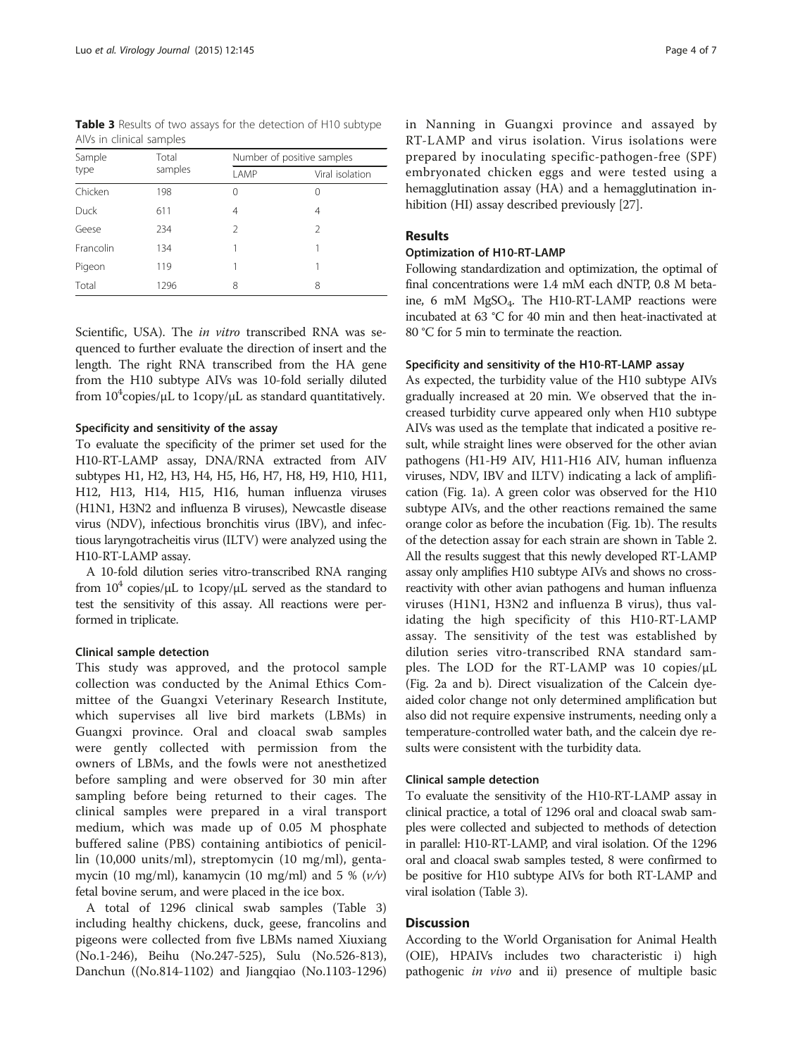**Table 3** Results of two assays for the detection of H10 subtype AIVs in clinical samples

| Sample type | Total samples | Number of positive samples | |
|---|---|---|---|
| | | LAMP | Viral isolation |
| Chicken | 198 | 0 | 0 |
| Duck | 611 | 4 | 4 |
| Geese | 234 | 2 | 2 |
| Francolin | 134 | 1 | 1 |
| Pigeon | 119 | 1 | 1 |
| Total | 1296 | 8 | 8 |

Scientific, USA). The *in vitro* transcribed RNA was sequenced to further evaluate the direction of insert and the length. The right RNA transcribed from the HA gene from the H10 subtype AIVs was 10-fold serially diluted from $10^4$copies/μL to 1copy/μL as standard quantitatively.

### Specificity and sensitivity of the assay

To evaluate the specificity of the primer set used for the H10-RT-LAMP assay, DNA/RNA extracted from AIV subtypes H1, H2, H3, H4, H5, H6, H7, H8, H9, H10, H11, H12, H13, H14, H15, H16, human influenza viruses (H1N1, H3N2 and influenza B viruses), Newcastle disease virus (NDV), infectious bronchitis virus (IBV), and infectious laryngotracheitis virus (ILTV) were analyzed using the H10-RT-LAMP assay.

A 10-fold dilution series vitro-transcribed RNA ranging from $10^4$ copies/μL to 1copy/μL served as the standard to test the sensitivity of this assay. All reactions were performed in triplicate.

### Clinical sample detection

This study was approved, and the protocol sample collection was conducted by the Animal Ethics Committee of the Guangxi Veterinary Research Institute, which supervises all live bird markets (LBMs) in Guangxi province. Oral and cloacal swab samples were gently collected with permission from the owners of LBMs, and the fowls were not anesthetized before sampling and were observed for 30 min after sampling before being returned to their cages. The clinical samples were prepared in a viral transport medium, which was made up of 0.05 M phosphate buffered saline (PBS) containing antibiotics of penicillin (10,000 units/ml), streptomycin (10 mg/ml), gentamycin (10 mg/ml), kanamycin (10 mg/ml) and 5 % (*v/v*) fetal bovine serum, and were placed in the ice box.

A total of 1296 clinical swab samples (Table 3) including healthy chickens, duck, geese, francolins and pigeons were collected from five LBMs named Xiuxiang (No.1-246), Beihu (No.247-525), Sulu (No.526-813), Danchun ((No.814-1102) and Jiangqiao (No.1103-1296) in Nanning in Guangxi province and assayed by RT-LAMP and virus isolation. Virus isolations were prepared by inoculating specific-pathogen-free (SPF) embryonated chicken eggs and were tested using a hemagglutination assay (HA) and a hemagglutination inhibition (HI) assay described previously [27].

## Results

### Optimization of H10-RT-LAMP

Following standardization and optimization, the optimal of final concentrations were 1.4 mM each dNTP, 0.8 M betaine, 6 mM $MgSO_4$. The H10-RT-LAMP reactions were incubated at 63 °C for 40 min and then heat-inactivated at 80 °C for 5 min to terminate the reaction.

### Specificity and sensitivity of the H10-RT-LAMP assay

As expected, the turbidity value of the H10 subtype AIVs gradually increased at 20 min. We observed that the increased turbidity curve appeared only when H10 subtype AIVs was used as the template that indicated a positive result, while straight lines were observed for the other avian pathogens (H1-H9 AIV, H11-H16 AIV, human influenza viruses, NDV, IBV and ILTV) indicating a lack of amplification (Fig. 1a). A green color was observed for the H10 subtype AIVs, and the other reactions remained the same orange color as before the incubation (Fig. 1b). The results of the detection assay for each strain are shown in Table 2. All the results suggest that this newly developed RT-LAMP assay only amplifies H10 subtype AIVs and shows no cross-reactivity with other avian pathogens and human influenza viruses (H1N1, H3N2 and influenza B virus), thus validating the high specificity of this H10-RT-LAMP assay. The sensitivity of the test was established by dilution series vitro-transcribed RNA standard samples. The LOD for the RT-LAMP was 10 copies/μL (Fig. 2a and b). Direct visualization of the Calcein dye-aided color change not only determined amplification but also did not require expensive instruments, needing only a temperature-controlled water bath, and the calcein dye results were consistent with the turbidity data.

### Clinical sample detection

To evaluate the sensitivity of the H10-RT-LAMP assay in clinical practice, a total of 1296 oral and cloacal swab samples were collected and subjected to methods of detection in parallel: H10-RT-LAMP, and viral isolation. Of the 1296 oral and cloacal swab samples tested, 8 were confirmed to be positive for H10 subtype AIVs for both RT-LAMP and viral isolation (Table 3).

## Discussion

According to the World Organisation for Animal Health (OIE), HPAIVs includes two characteristic i) high pathogenic *in vivo* and ii) presence of multiple basic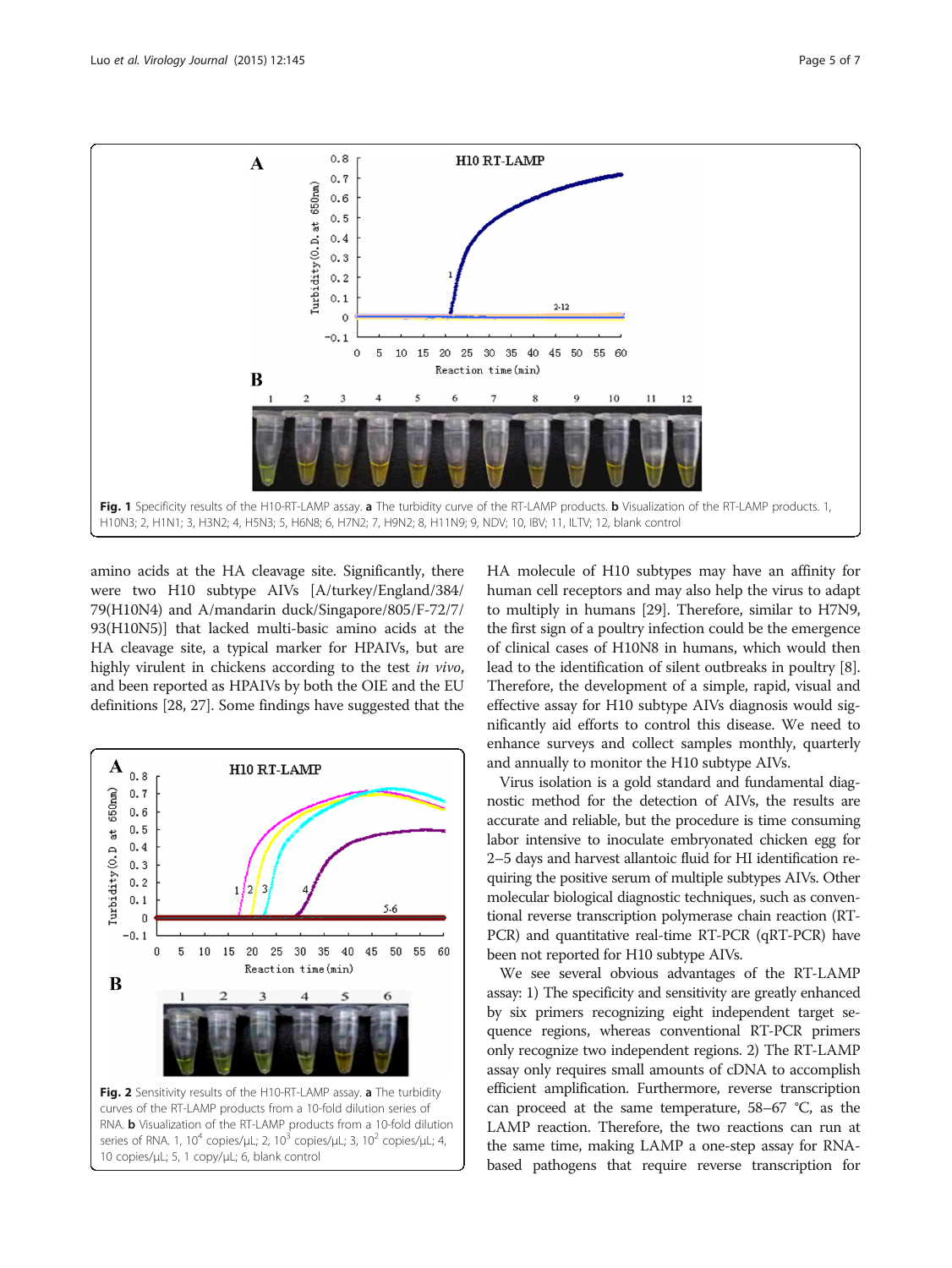Fig. 1 Specificity results of the H10-RT-LAMP assay. **a** The turbidity curve of the RT-LAMP products. **b** Visualization of the RT-LAMP products. 1, H10N3; 2, H1N1; 3, H3N2; 4, H5N3; 5, H6N8; 6, H7N2; 7, H9N2; 8, H11N9; 9, NDV; 10, IBV; 11, ILTV; 12, blank control

amino acids at the HA cleavage site. Significantly, there were two H10 subtype AIVs [A/turkey/England/384/79(H10N4) and A/mandarin duck/Singapore/805/F-72/7/93(H10N5)] that lacked multi-basic amino acids at the HA cleavage site, a typical marker for HPAIVs, but are highly virulent in chickens according to the test *in vivo*, and been reported as HPAIVs by both the OIE and the EU definitions [28, 27]. Some findings have suggested that the HA molecule of H10 subtypes may have an affinity for human cell receptors and may also help the virus to adapt to multiply in humans [29]. Therefore, similar to H7N9, the first sign of a poultry infection could be the emergence of clinical cases of H10N8 in humans, which would then lead to the identification of silent outbreaks in poultry [8]. Therefore, the development of a simple, rapid, visual and effective assay for H10 subtype AIVs diagnosis would significantly aid efforts to control this disease. We need to enhance surveys and collect samples monthly, quarterly and annually to monitor the H10 subtype AIVs.

Virus isolation is a gold standard and fundamental diagnostic method for the detection of AIVs, the results are accurate and reliable, but the procedure is time consuming labor intensive to inoculate embryonated chicken egg for 2–5 days and harvest allantoic fluid for HI identification requiring the positive serum of multiple subtypes AIVs. Other molecular biological diagnostic techniques, such as conventional reverse transcription polymerase chain reaction (RT-PCR) and quantitative real-time RT-PCR (qRT-PCR) have been not reported for H10 subtype AIVs.

We see several obvious advantages of the RT-LAMP assay: 1) The specificity and sensitivity are greatly enhanced by six primers recognizing eight independent target sequence regions, whereas conventional RT-PCR primers only recognize two independent regions. 2) The RT-LAMP assay only requires small amounts of cDNA to accomplish efficient amplification. Furthermore, reverse transcription can proceed at the same temperature, 58–67 °C, as the LAMP reaction. Therefore, the two reactions can run at the same time, making LAMP a one-step assay for RNA-based pathogens that require reverse transcription for

Fig. 2 Sensitivity results of the H10-RT-LAMP assay. **a** The turbidity curves of the RT-LAMP products from a 10-fold dilution series of RNA. **b** Visualization of the RT-LAMP products from a 10-fold dilution series of RNA. 1, $10^4$ copies/μL; 2, $10^3$ copies/μL; 3, $10^2$ copies/μL; 4, 10 copies/μL; 5, 1 copy/μL; 6, blank control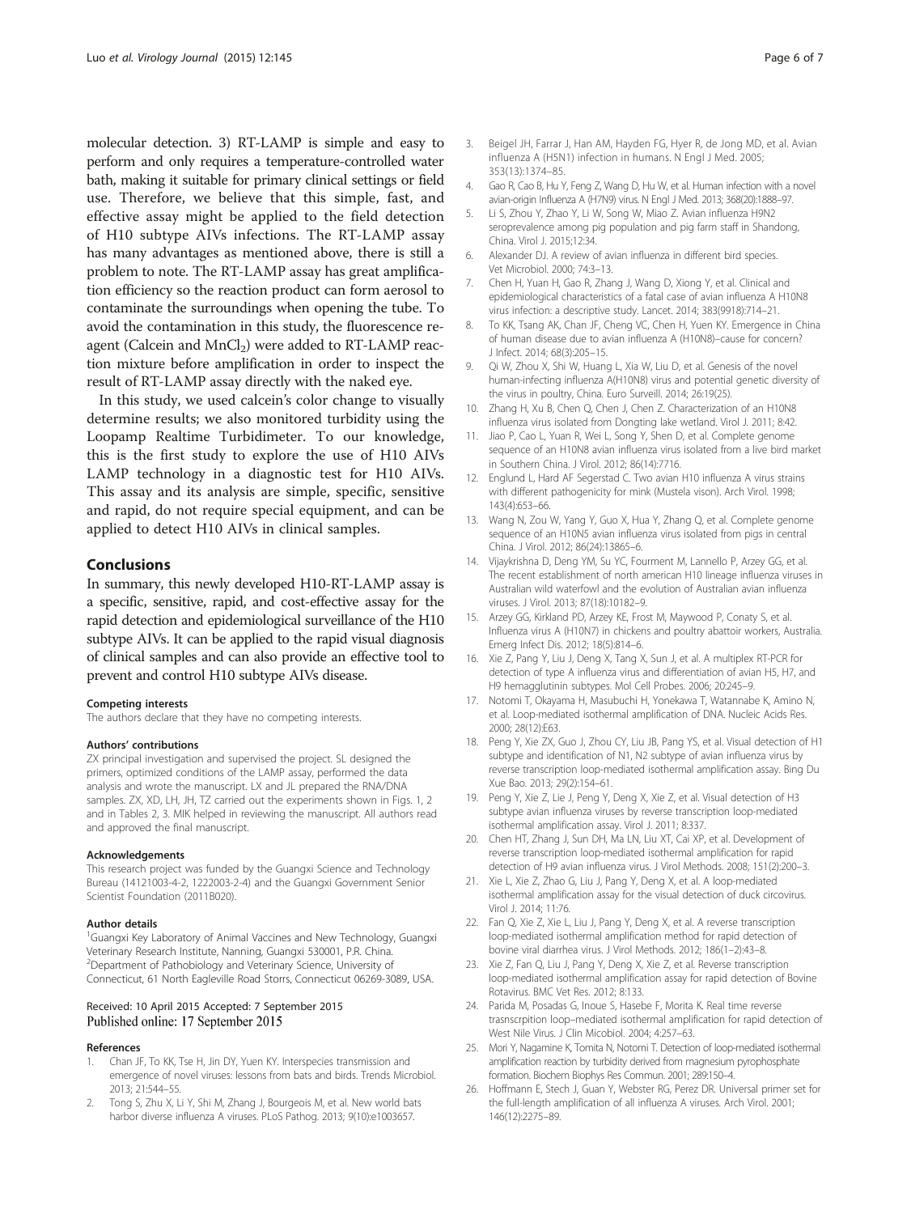molecular detection. 3) RT-LAMP is simple and easy to perform and only requires a temperature-controlled water bath, making it suitable for primary clinical settings or field use. Therefore, we believe that this simple, fast, and effective assay might be applied to the field detection of H10 subtype AIVs infections. The RT-LAMP assay has many advantages as mentioned above, there is still a problem to note. The RT-LAMP assay has great amplification efficiency so the reaction product can form aerosol to contaminate the surroundings when opening the tube. To avoid the contamination in this study, the fluorescence reagent (Calcein and $MnCl_2$) were added to RT-LAMP reaction mixture before amplification in order to inspect the result of RT-LAMP assay directly with the naked eye.

In this study, we used calcein's color change to visually determine results; we also monitored turbidity using the Loopamp Realtime Turbidimeter. To our knowledge, this is the first study to explore the use of H10 AIVs LAMP technology in a diagnostic test for H10 AIVs. This assay and its analysis are simple, specific, sensitive and rapid, do not require special equipment, and can be applied to detect H10 AIVs in clinical samples.

## Conclusions

In summary, this newly developed H10-RT-LAMP assay is a specific, sensitive, rapid, and cost-effective assay for the rapid detection and epidemiological surveillance of the H10 subtype AIVs. It can be applied to the rapid visual diagnosis of clinical samples and can also provide an effective tool to prevent and control H10 subtype AIVs disease.

#### Competing interests

The authors declare that they have no competing interests.

#### Authors' contributions

ZX principal investigation and supervised the project. SL designed the primers, optimized conditions of the LAMP assay, performed the data analysis and wrote the manuscript. LX and JL prepared the RNA/DNA samples. ZX, XD, LH, JH, TZ carried out the experiments shown in Figs. 1, 2 and in Tables 2, 3. MIK helped in reviewing the manuscript. All authors read and approved the final manuscript.

#### Acknowledgements

This research project was funded by the Guangxi Science and Technology Bureau (14121003-4-2, 1222003-2-4) and the Guangxi Government Senior Scientist Foundation (2011B020).

#### Author details

[1]Guangxi Key Laboratory of Animal Vaccines and New Technology, Guangxi Veterinary Research Institute, Nanning, Guangxi 530001, P.R. China. [2]Department of Pathobiology and Veterinary Science, University of Connecticut, 61 North Eagleville Road Storrs, Connecticut 06269-3089, USA.

Received: 10 April 2015 Accepted: 7 September 2015
Published online: 17 September 2015

#### References

1. Chan JF, To KK, Tse H, Jin DY, Yuen KY. Interspecies transmission and emergence of novel viruses: lessons from bats and birds. Trends Microbiol. 2013; 21:544–55.
2. Tong S, Zhu X, Li Y, Shi M, Zhang J, Bourgeois M, et al. New world bats harbor diverse influenza A viruses. PLoS Pathog. 2013; 9(10):e1003657.
3. Beigel JH, Farrar J, Han AM, Hayden FG, Hyer R, de Jong MD, et al. Avian influenza A (H5N1) infection in humans. N Engl J Med. 2005; 353(13):1374–85.
4. Gao R, Cao B, Hu Y, Feng Z, Wang D, Hu W, et al. Human infection with a novel avian-origin Influenza A (H7N9) virus. N Engl J Med. 2013; 368(20):1888–97.
5. Li S, Zhou Y, Zhao Y, Li W, Song W, Miao Z. Avian influenza H9N2 seroprevalence among pig population and pig farm staff in Shandong, China. Virol J. 2015;12:34.
6. Alexander DJ. A review of avian influenza in different bird species. Vet Microbiol. 2000; 74:3–13.
7. Chen H, Yuan H, Gao R, Zhang J, Wang D, Xiong Y, et al. Clinical and epidemiological characteristics of a fatal case of avian influenza A H10N8 virus infection: a descriptive study. Lancet. 2014; 383(9918):714–21.
8. To KK, Tsang AK, Chan JF, Cheng VC, Chen H, Yuen KY. Emergence in China of human disease due to avian influenza A (H10N8)–cause for concern? J Infect. 2014; 68(3):205–15.
9. Qi W, Zhou X, Shi W, Huang L, Xia W, Liu D, et al. Genesis of the novel human-infecting influenza A(H10N8) virus and potential genetic diversity of the virus in poultry, China. Euro Surveill. 2014; 26:19(25).
10. Zhang H, Xu B, Chen Q, Chen J, Chen Z. Characterization of an H10N8 influenza virus isolated from Dongting lake wetland. Virol J. 2011; 8:42.
11. Jiao P, Cao L, Yuan R, Wei L, Song Y, Shen D, et al. Complete genome sequence of an H10N8 avian influenza virus isolated from a live bird market in Southern China. J Virol. 2012; 86(14):7716.
12. Englund L, Hard AF Segerstad C. Two avian H10 influenza A virus strains with different pathogenicity for mink (Mustela vison). Arch Virol. 1998; 143(4):653–66.
13. Wang N, Zou W, Yang Y, Guo X, Hua Y, Zhang Q, et al. Complete genome sequence of an H10N5 avian influenza virus isolated from pigs in central China. J Virol. 2012; 86(24):13865–6.
14. Vijaykrishna D, Deng YM, Su YC, Fourment M, Iannello P, Arzey GG, et al. The recent establishment of north american H10 lineage influenza viruses in Australian wild waterfowl and the evolution of Australian avian influenza viruses. J Virol. 2013; 87(18):10182–9.
15. Arzey GG, Kirkland PD, Arzey KE, Frost M, Maywood P, Conaty S, et al. Influenza virus A (H10N7) in chickens and poultry abattoir workers, Australia. Emerg Infect Dis. 2012; 18(5):814–6.
16. Xie Z, Pang Y, Liu J, Deng X, Tang X, Sun J, et al. A multiplex RT-PCR for detection of type A influenza virus and differentiation of avian H5, H7, and H9 hemagglutinin subtypes. Mol Cell Probes. 2006; 20:245–9.
17. Notomi T, Okayama H, Masubuchi H, Yonekawa T, Watannabe K, Amino N, et al. Loop-mediated isothermal amplification of DNA. Nucleic Acids Res. 2000; 28(12):E63.
18. Peng Y, Xie ZX, Guo J, Zhou CY, Liu JB, Pang YS, et al. Visual detection of H1 subtype and identification of N1, N2 subtype of avian influenza virus by reverse transcription loop-mediated isothermal amplification assay. Bing Du Xue Bao. 2013; 29(2):154–61.
19. Peng Y, Xie Z, Lie J, Peng Y, Deng X, Xie Z, et al. Visual detection of H3 subtype avian influenza viruses by reverse transcription loop-mediated isothermal amplification assay. Virol J. 2011; 8:337.
20. Chen HT, Zhang J, Sun DH, Ma LN, Liu XT, Cai XP, et al. Development of reverse transcription loop-mediated isothermal amplification for rapid detection of H9 avian influenza virus. J Virol Methods. 2008; 151(2):200–3.
21. Xie L, Xie Z, Zhao G, Liu J, Pang Y, Deng X, et al. A loop-mediated isothermal amplification assay for the visual detection of duck circovirus. Virol J. 2014; 11:76.
22. Fan Q, Xie Z, Xie L, Liu J, Pang Y, Deng X, et al. A reverse transcription loop-mediated isothermal amplification method for rapid detection of bovine viral diarrhea virus. J Virol Methods. 2012; 186(1–2):43–8.
23. Xie Z, Fan Q, Liu J, Pang Y, Deng X, Xie Z, et al. Reverse transcription loop-mediated isothermal amplification assay for rapid detection of Bovine Rotavirus. BMC Vet Res. 2012; 8:133.
24. Parida M, Posadas G, Inoue S, Hasebe F, Morita K. Real time reverse trasnscrpition loop–mediated isothermal amplification for rapid detection of West Nile Virus. J Clin Micobiol. 2004; 4:257–63.
25. Mori Y, Nagamine K, Tomita N, Notomi T. Detection of loop-mediated isothermal amplification reaction by turbidity derived from magnesium pyrophosphate formation. Biochem Biophys Res Commun. 2001; 289:150–4.
26. Hoffmann E, Stech J, Guan Y, Webster RG, Perez DR. Universal primer set for the full-length amplification of all influenza A viruses. Arch Virol. 2001; 146(12):2275–89.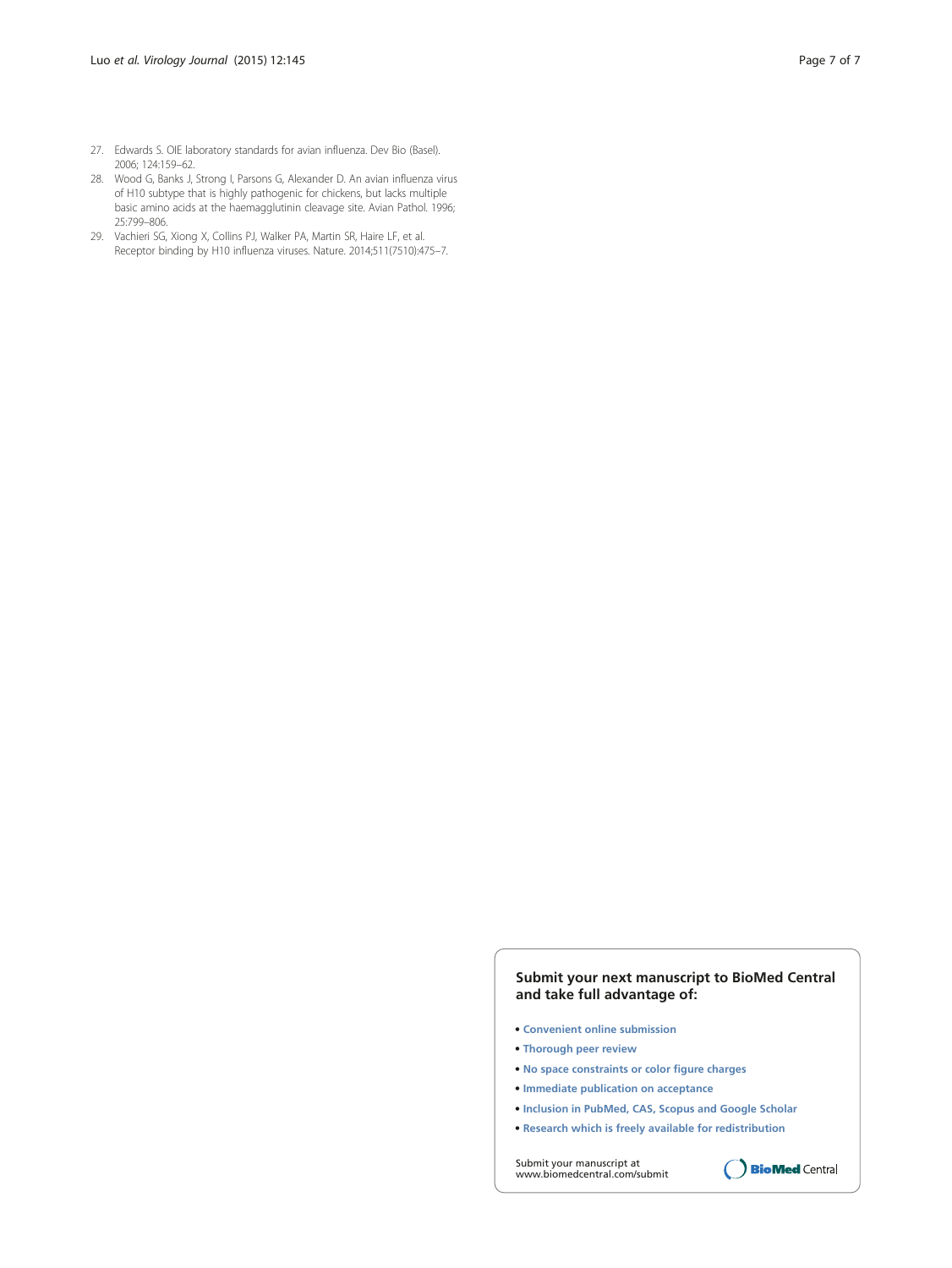27. Edwards S. OIE laboratory standards for avian influenza. Dev Bio (Basel). 2006; 124:159–62.
28. Wood G, Banks J, Strong I, Parsons G, Alexander D. An avian influenza virus of H10 subtype that is highly pathogenic for chickens, but lacks multiple basic amino acids at the haemagglutinin cleavage site. Avian Pathol. 1996; 25:799–806.
29. Vachieri SG, Xiong X, Collins PJ, Walker PA, Martin SR, Haire LF, et al. Receptor binding by H10 influenza viruses. Nature. 2014;511(7510):475–7.

**Submit your next manuscript to BioMed Central and take full advantage of:**

- **Convenient online submission**
- **Thorough peer review**
- **No space constraints or color figure charges**
- **Immediate publication on acceptance**
- **Inclusion in PubMed, CAS, Scopus and Google Scholar**
- **Research which is freely available for redistribution**

Submit your manuscript at
www.biomedcentral.com/submit

BioMed Central